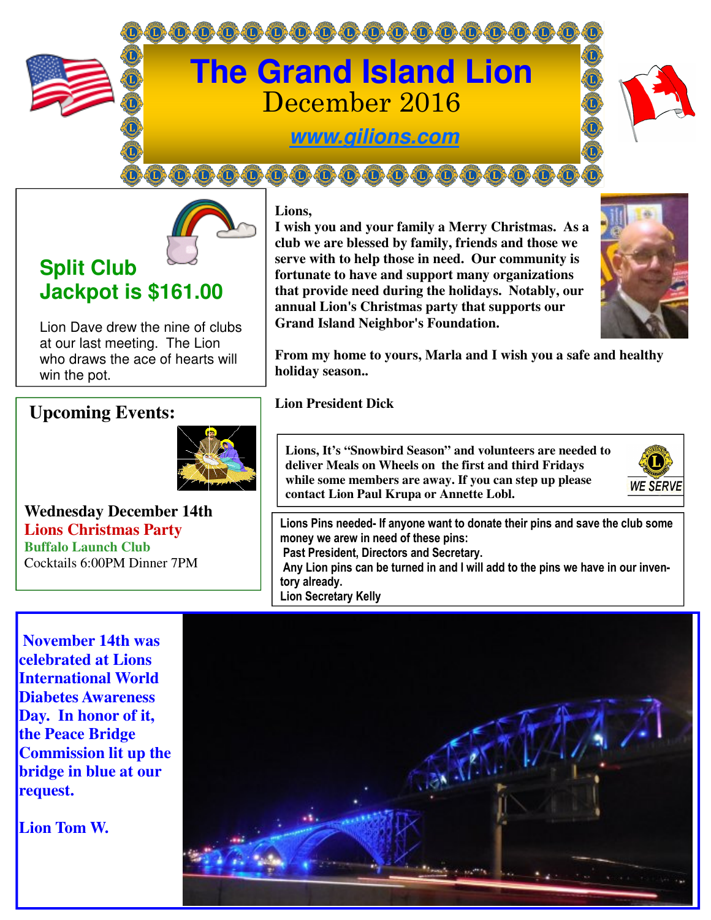# The Grand Island Lion

## December 2016

**www.gilions.com**

## Split Club Jackpot is $161.00

Lion Dave drew the nine of clubs at our last meeting. The Lion who draws the ace of hearts will win the pot.

**Lions,**

**I wish you and your family a Merry Christmas. As a club we are blessed by family, friends and those we serve with to help those in need. Our community is fortunate to have and support many organizations that provide need during the holidays. Notably, our annual Lion's Christmas party that supports our Grand Island Neighbor's Foundation.**

**From my home to yours, Marla and I wish you a safe and healthy holiday season..**

**Lion President Dick**

## Upcoming Events:

**Wednesday December 14th**

**Lions Christmas Party**

**Buffalo Launch Club**

Cocktails 6:00PM Dinner 7PM

**Lions, It's "Snowbird Season" and volunteers are needed to deliver Meals on Wheels on the first and third Fridays while some members are away. If you can step up please contact Lion Paul Krupa or Annette Lobl.**

WE SERVE

**Lions Pins needed- If anyone want to donate their pins and save the club some money we arew in need of these pins:**

**Past President, Directors and Secretary.**

**Any Lion pins can be turned in and I will add to the pins we have in our inventory already.**

**Lion Secretary Kelly**

**November 14th was celebrated at Lions International World Diabetes Awareness Day. In honor of it, the Peace Bridge Commission lit up the bridge in blue at our request.**

**Lion Tom W.**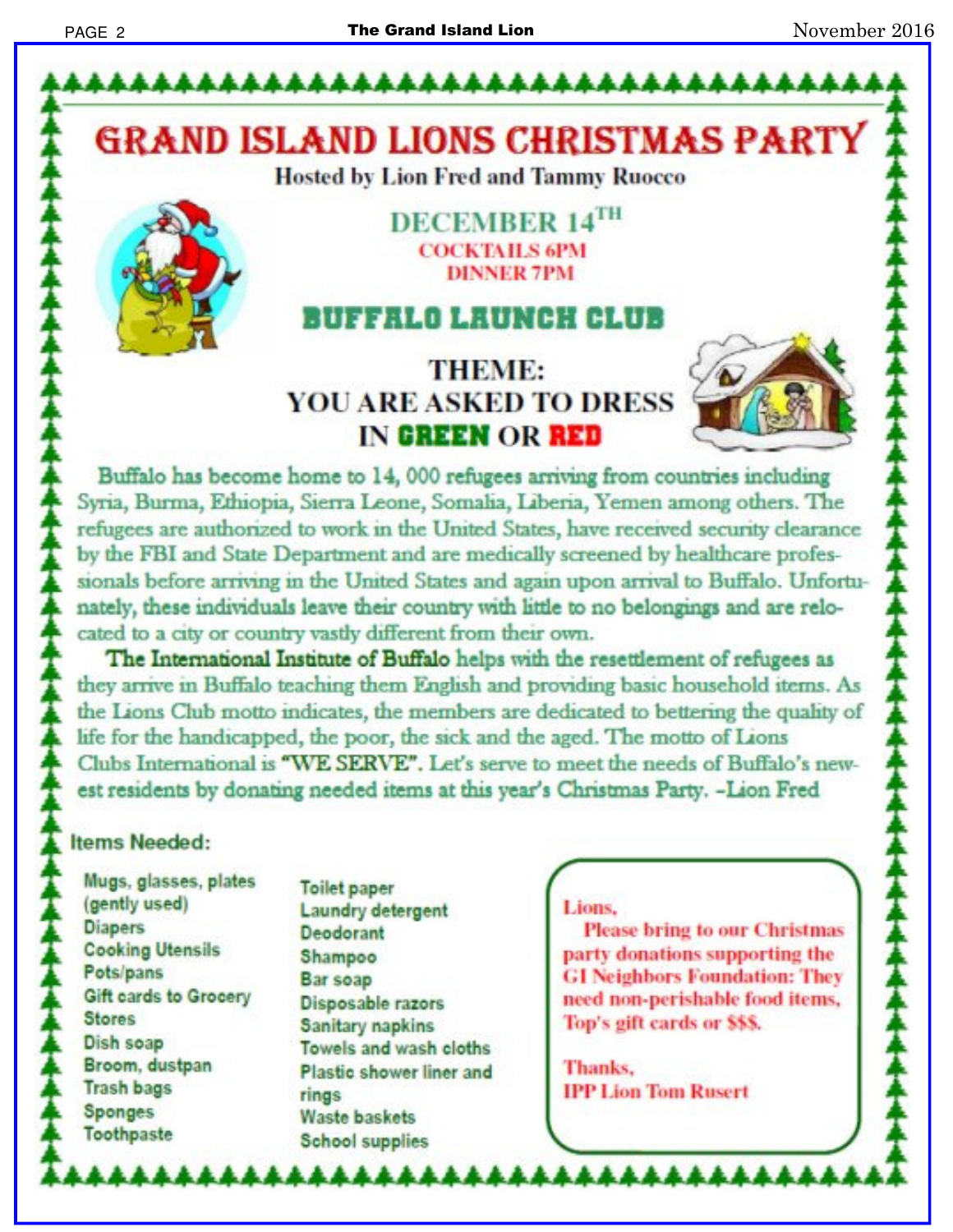# GRAND ISLAND LIONS CHRISTMAS PARTY

**Hosted by Lion Fred and Tammy Ruocco**

## DECEMBER 14TH

**COCKTAILS 6PM**
**DINNER 7PM**

## BUFFALO LAUNCH CLUB

**THEME:**
**YOU ARE ASKED TO DRESS IN GREEN OR RED**

Buffalo has become home to 14, 000 refugees arriving from countries including Syria, Burma, Ethiopia, Sierra Leone, Somalia, Liberia, Yemen among others. The refugees are authorized to work in the United States, have received security clearance by the FBI and State Department and are medically screened by healthcare professionals before arriving in the United States and again upon arrival to Buffalo. Unfortunately, these individuals leave their country with little to no belongings and are relocated to a city or country vastly different from their own.

**The International Institute of Buffalo** helps with the resettlement of refugees as they arrive in Buffalo teaching them English and providing basic household items. As the Lions Club motto indicates, the members are dedicated to bettering the quality of life for the handicapped, the poor, the sick and the aged. The motto of Lions Clubs International is **"WE SERVE"**. Let's serve to meet the needs of Buffalo's newest residents by donating needed items at this year's Christmas Party. -Lion Fred

**Items Needed:**

- Mugs, glasses, plates (gently used)
- Diapers
- Cooking Utensils
- Pots/pans
- Gift cards to Grocery Stores
- Dish soap
- Broom, dustpan
- Trash bags
- Sponges
- Toothpaste
- Toilet paper
- Laundry detergent
- Deodorant
- Shampoo
- Bar soap
- Disposable razors
- Sanitary napkins
- Towels and wash cloths
- Plastic shower liner and rings
- Waste baskets
- School supplies

Lions,

Please bring to our Christmas party donations supporting the GI Neighbors Foundation: They need non-perishable food items, Top's gift cards or $$$.

Thanks,
IPP Lion Tom Rusert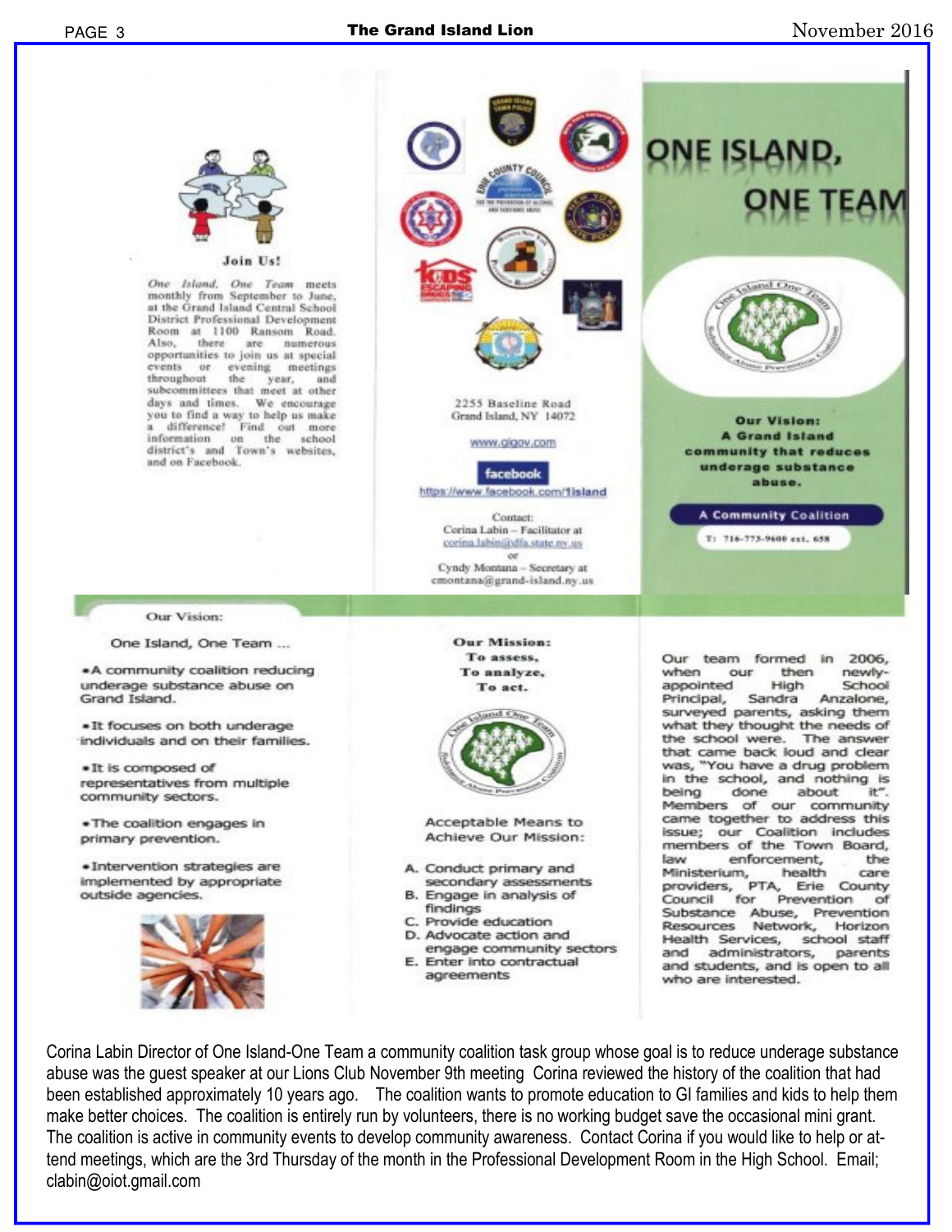**Join Us!**

*One Island, One Team* meets monthly from September to June, at the Grand Island Central School District Professional Development Room at 1100 Ransom Road. Also, there are numerous opportunities to join us at special events or evening meetings throughout the year, and subcommittees that meet at other days and times. We encourage you to find a way to help us make a difference! Find out more information on the school district's and Town's websites, and on Facebook.

2255 Baseline Road
Grand Island, NY 14072

www.gigov.com

facebook
https://www.facebook.com/1island

Contact:
Corina Labin – Facilitator at corina.labin@dfa.state.ny.us
or
Cyndy Montana – Secretary at cmontana@grand-island.ny.us

# ONE ISLAND, ONE TEAM

**Our Vision:**
**A Grand Island community that reduces underage substance abuse.**

**A Community Coalition**

T: 716-773-9600 ext. 658

Our Vision:

One Island, One Team ...

- A community coalition reducing underage substance abuse on Grand Island.
- It focuses on both underage individuals and on their families.
- It is composed of representatives from multiple community sectors.
- The coalition engages in primary prevention.
- Intervention strategies are implemented by appropriate outside agencies.

**Our Mission:**
**To assess,**
**To analyze,**
**To act.**

Acceptable Means to Achieve Our Mission:

A. Conduct primary and secondary assessments
B. Engage in analysis of findings
C. Provide education
D. Advocate action and engage community sectors
E. Enter into contractual agreements

Our team formed in 2006, when our then newly-appointed High School Principal, Sandra Anzalone, surveyed parents, asking them what they thought the needs of the school were. The answer that came back loud and clear was, "You have a drug problem in the school, and nothing is being done about it". Members of our community came together to address this issue; our Coalition includes members of the Town Board, law enforcement, the Ministerium, health care providers, PTA, Erie County Council for Prevention of Substance Abuse, Prevention Resources Network, Horizon Health Services, school staff and administrators, parents and students, and is open to all who are interested.

Corina Labin Director of One Island-One Team a community coalition task group whose goal is to reduce underage substance abuse was the guest speaker at our Lions Club November 9th meeting Corina reviewed the history of the coalition that had been established approximately 10 years ago. The coalition wants to promote education to GI families and kids to help them make better choices. The coalition is entirely run by volunteers, there is no working budget save the occasional mini grant. The coalition is active in community events to develop community awareness. Contact Corina if you would like to help or attend meetings, which are the 3rd Thursday of the month in the Professional Development Room in the High School. Email; clabin@oiot.gmail.com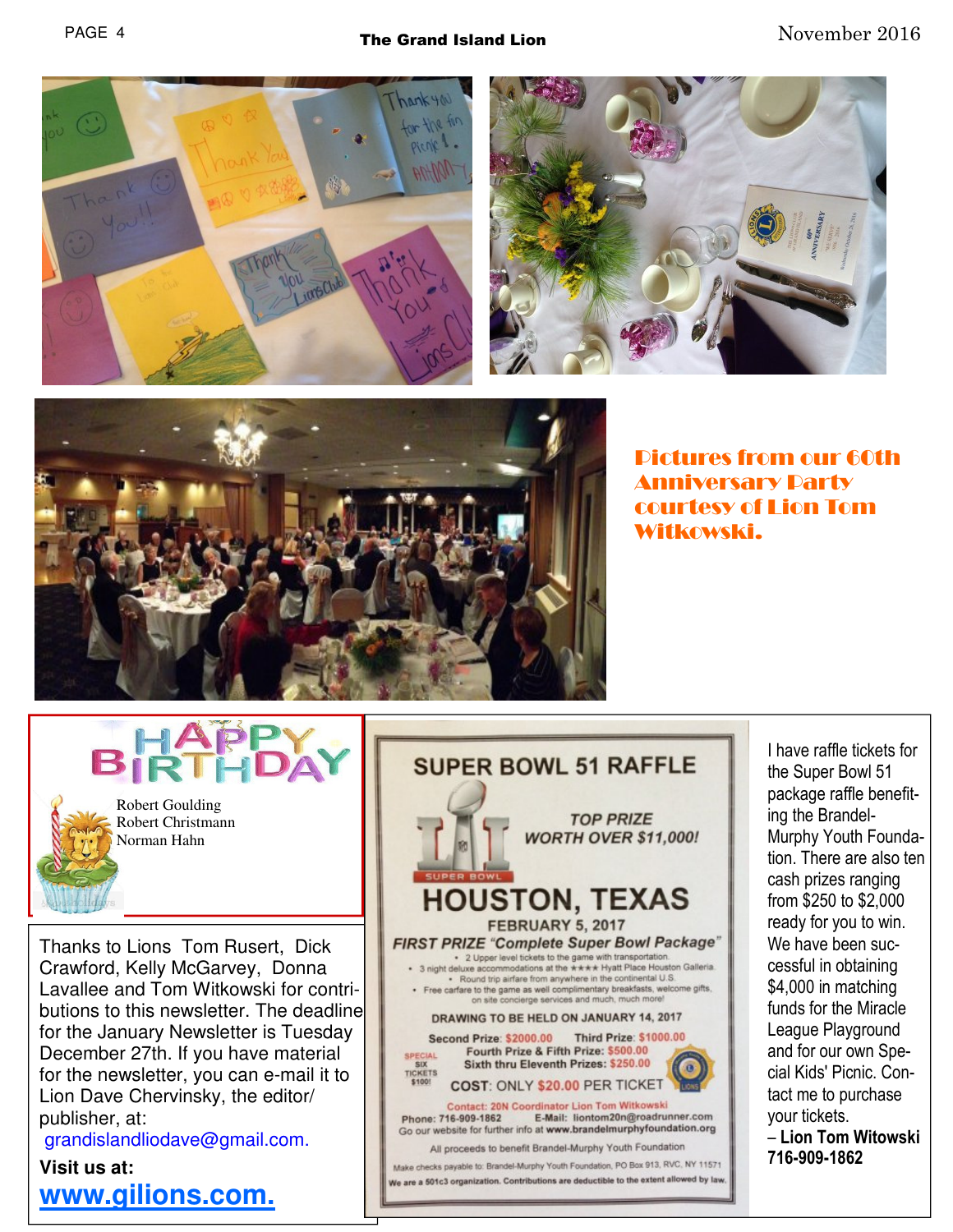Pictures from our 60th Anniversary Party courtesy of Lion Tom Witkowski.

## HAPPY BIRTHDAY

Robert Goulding
Robert Christmann
Norman Hahn

Thanks to Lions Tom Rusert, Dick Crawford, Kelly McGarvey, Donna Lavallee and Tom Witkowski for contributions to this newsletter. The deadline for the January Newsletter is Tuesday December 27th. If you have material for the newsletter, you can e-mail it to Lion Dave Chervinsky, the editor/ publisher, at:
grandislandliodave@gmail.com.

**Visit us at:**

**www.gilions.com.**

## SUPER BOWL 51 RAFFLE

*TOP PRIZE WORTH OVER $11,000!*

SUPER BOWL

**HOUSTON, TEXAS**

**FEBRUARY 5, 2017**

***FIRST PRIZE "Complete Super Bowl Package"***

- 2 Upper level tickets to the game with transportation.
- 3 night deluxe accommodations at the ★★★★ Hyatt Place Houston Galleria.
- Round trip airfare from anywhere in the continental U.S.
- Free carfare to the game as well complimentary breakfasts, welcome gifts, on site concierge services and much, much more!

**DRAWING TO BE HELD ON JANUARY 14, 2017**

Second Prize: $2000.00 Third Prize: $1000.00
Fourth Prize & Fifth Prize: $500.00
Sixth thru Eleventh Prizes: $250.00

SPECIAL SIX TICKETS $100!

COST: ONLY $20.00 PER TICKET

Contact: 20N Coordinator Lion Tom Witkowski
Phone: 716-909-1862 E-Mail: liontom20n@roadrunner.com
Go our website for further info at www.brandelmurphyfoundation.org

All proceeds to benefit Brandel-Murphy Youth Foundation

Make checks payable to: Brandel-Murphy Youth Foundation, PO Box 913, RVC, NY 11571

**We are a 501c3 organization. Contributions are deductible to the extent allowed by law.**

I have raffle tickets for the Super Bowl 51 package raffle benefiting the Brandel-Murphy Youth Foundation. There are also ten cash prizes ranging from $250 to $2,000 ready for you to win. We have been successful in obtaining $4,000 in matching funds for the Miracle League Playground and for our own Special Kids' Picnic. Contact me to purchase your tickets.
– **Lion Tom Witowski 716-909-1862**